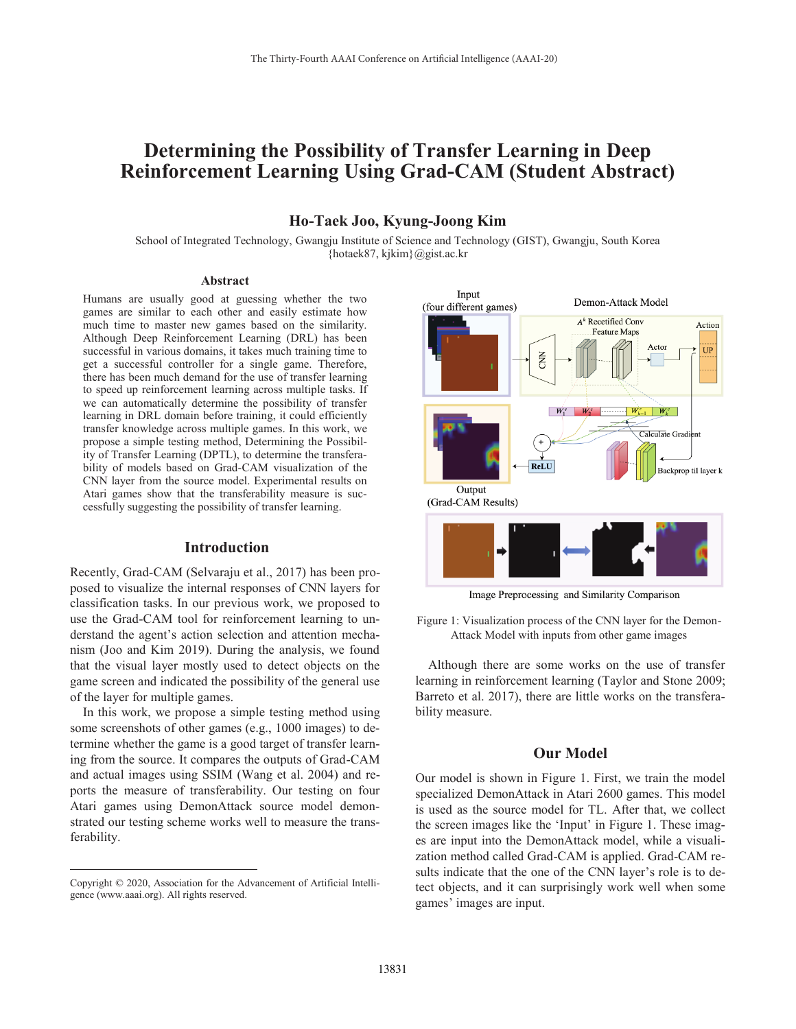# Determining the Possibility of Transfer Learning in Deep Reinforcement Learning Using Grad-CAM (Student Abstract)

**Ho-Taek Joo, Kyung-Joong Kim**

School of Integrated Technology, Gwangju Institute of Science and Technology (GIST), Gwangju, South Korea
{hotaek87, kjkim}@gist.ac.kr

## Abstract

Humans are usually good at guessing whether the two games are similar to each other and easily estimate how much time to master new games based on the similarity. Although Deep Reinforcement Learning (DRL) has been successful in various domains, it takes much training time to get a successful controller for a single game. Therefore, there has been much demand for the use of transfer learning to speed up reinforcement learning across multiple tasks. If we can automatically determine the possibility of transfer learning in DRL domain before training, it could efficiently transfer knowledge across multiple games. In this work, we propose a simple testing method, Determining the Possibility of Transfer Learning (DPTL), to determine the transferability of models based on Grad-CAM visualization of the CNN layer from the source model. Experimental results on Atari games show that the transferability measure is successfully suggesting the possibility of transfer learning.

## Introduction

Recently, Grad-CAM (Selvaraju et al., 2017) has been proposed to visualize the internal responses of CNN layers for classification tasks. In our previous work, we proposed to use the Grad-CAM tool for reinforcement learning to understand the agent's action selection and attention mechanism (Joo and Kim 2019). During the analysis, we found that the visual layer mostly used to detect objects on the game screen and indicated the possibility of the general use of the layer for multiple games.

In this work, we propose a simple testing method using some screenshots of other games (e.g., 1000 images) to determine whether the game is a good target of transfer learning from the source. It compares the outputs of Grad-CAM and actual images using SSIM (Wang et al. 2004) and reports the measure of transferability. Our testing on four Atari games using DemonAttack source model demonstrated our testing scheme works well to measure the transferability.

Copyright © 2020, Association for the Advancement of Artificial Intelligence (www.aaai.org). All rights reserved.

Figure 1: Visualization process of the CNN layer for the Demon-Attack Model with inputs from other game images

Although there are some works on the use of transfer learning in reinforcement learning (Taylor and Stone 2009; Barreto et al. 2017), there are little works on the transferability measure.

## Our Model

Our model is shown in Figure 1. First, we train the model specialized DemonAttack in Atari 2600 games. This model is used as the source model for TL. After that, we collect the screen images like the 'Input' in Figure 1. These images are input into the DemonAttack model, while a visualization method called Grad-CAM is applied. Grad-CAM results indicate that the one of the CNN layer's role is to detect objects, and it can surprisingly work well when some games' images are input.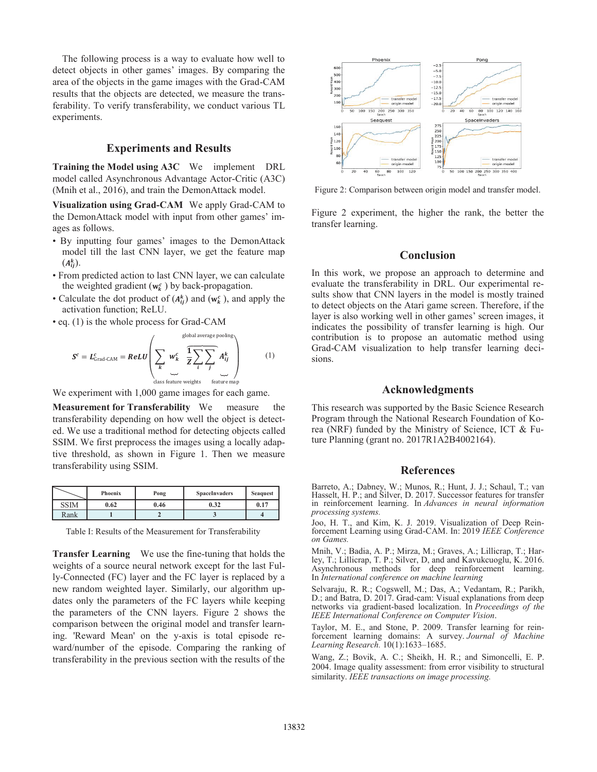The following process is a way to evaluate how well to detect objects in other games' images. By comparing the area of the objects in the game images with the Grad-CAM results that the objects are detected, we measure the transferability. To verify transferability, we conduct various TL experiments.

## Experiments and Results

**Training the Model using A3C** We implement DRL model called Asynchronous Advantage Actor-Critic (A3C) (Mnih et al., 2016), and train the DemonAttack model.

**Visualization using Grad-CAM** We apply Grad-CAM to the DemonAttack model with input from other games' images as follows.

- By inputting four games' images to the DemonAttack model till the last CNN layer, we get the feature map ($A_{ij}^k$).
- From predicted action to last CNN layer, we can calculate the weighted gradient ($w_k^c$) by back-propagation.
- Calculate the dot product of ($A_{ij}^k$) and ($w_k^c$), and apply the activation function; ReLU.
- eq. (1) is the whole process for Grad-CAM

$$S^c = L^c_{\text{Grad-CAM}} = ReLU\left(\sum_k \underbrace{w_k^c}_{\text{class feature weights}} \overbrace{\frac{1}{Z}\sum_i \sum_j}^{\text{global average pooling}} \underbrace{A_{ij}^k}_{\text{feature map}}\right) \quad (1)$$

We experiment with 1,000 game images for each game.

**Measurement for Transferability** We measure the transferability depending on how well the object is detected. We use a traditional method for detecting objects called SSIM. We first preprocess the images using a locally adaptive threshold, as shown in Figure 1. Then we measure transferability using SSIM.

| | Phoenix | Pong | SpaceInvaders | Seaquest |
|---|---|---|---|---|
| SSIM | 0.62 | 0.46 | 0.32 | 0.17 |
| Rank | 1 | 2 | 3 | 4 |

Table I: Results of the Measurement for Transferability

**Transfer Learning** We use the fine-tuning that holds the weights of a source neural network except for the last Fully-Connected (FC) layer and the FC layer is replaced by a new random weighted layer. Similarly, our algorithm updates only the parameters of the FC layers while keeping the parameters of the CNN layers. Figure 2 shows the comparison between the original model and transfer learning. 'Reward Mean' on the y-axis is total episode reward/number of the episode. Comparing the ranking of transferability in the previous section with the results of the Figure 2 experiment, the higher the rank, the better the transfer learning.

Phoenix
Pong
Seaquest
SpaceInvaders
transfer model
origin model
Epoch
Reward Mean

Figure 2: Comparison between origin model and transfer model.

## Conclusion

In this work, we propose an approach to determine and evaluate the transferability in DRL. Our experimental results show that CNN layers in the model is mostly trained to detect objects on the Atari game screen. Therefore, if the layer is also working well in other games' screen images, it indicates the possibility of transfer learning is high. Our contribution is to propose an automatic method using Grad-CAM visualization to help transfer learning decisions.

## Acknowledgments

This research was supported by the Basic Science Research Program through the National Research Foundation of Korea (NRF) funded by the Ministry of Science, ICT & Future Planning (grant no. 2017R1A2B4002164).

## References

Barreto, A.; Dabney, W.; Munos, R.; Hunt, J. J.; Schaul, T.; van Hasselt, H. P.; and Silver, D. 2017. Successor features for transfer in reinforcement learning. In *Advances in neural information processing systems.*

Joo, H. T., and Kim, K. J. 2019. Visualization of Deep Reinforcement Learning using Grad-CAM. In: 2019 *IEEE Conference on Games.*

Mnih, V.; Badia, A. P.; Mirza, M.; Graves, A.; Lillicrap, T.; Harley, T.; Lillicrap, T. P.; Silver, D, and and Kavukcuoglu, K. 2016. Asynchronous methods for deep reinforcement learning. In *International conference on machine learning*

Selvaraju, R. R.; Cogswell, M.; Das, A.; Vedantam, R.; Parikh, D.; and Batra, D. 2017. Grad-cam: Visual explanations from deep networks via gradient-based localization. In *Proceedings of the IEEE International Conference on Computer Vision*.

Taylor, M. E., and Stone, P. 2009. Transfer learning for reinforcement learning domains: A survey. *Journal of Machine Learning Research.* 10(1):1633–1685.

Wang, Z.; Bovik, A. C.; Sheikh, H. R.; and Simoncelli, E. P. 2004. Image quality assessment: from error visibility to structural similarity. *IEEE transactions on image processing.*